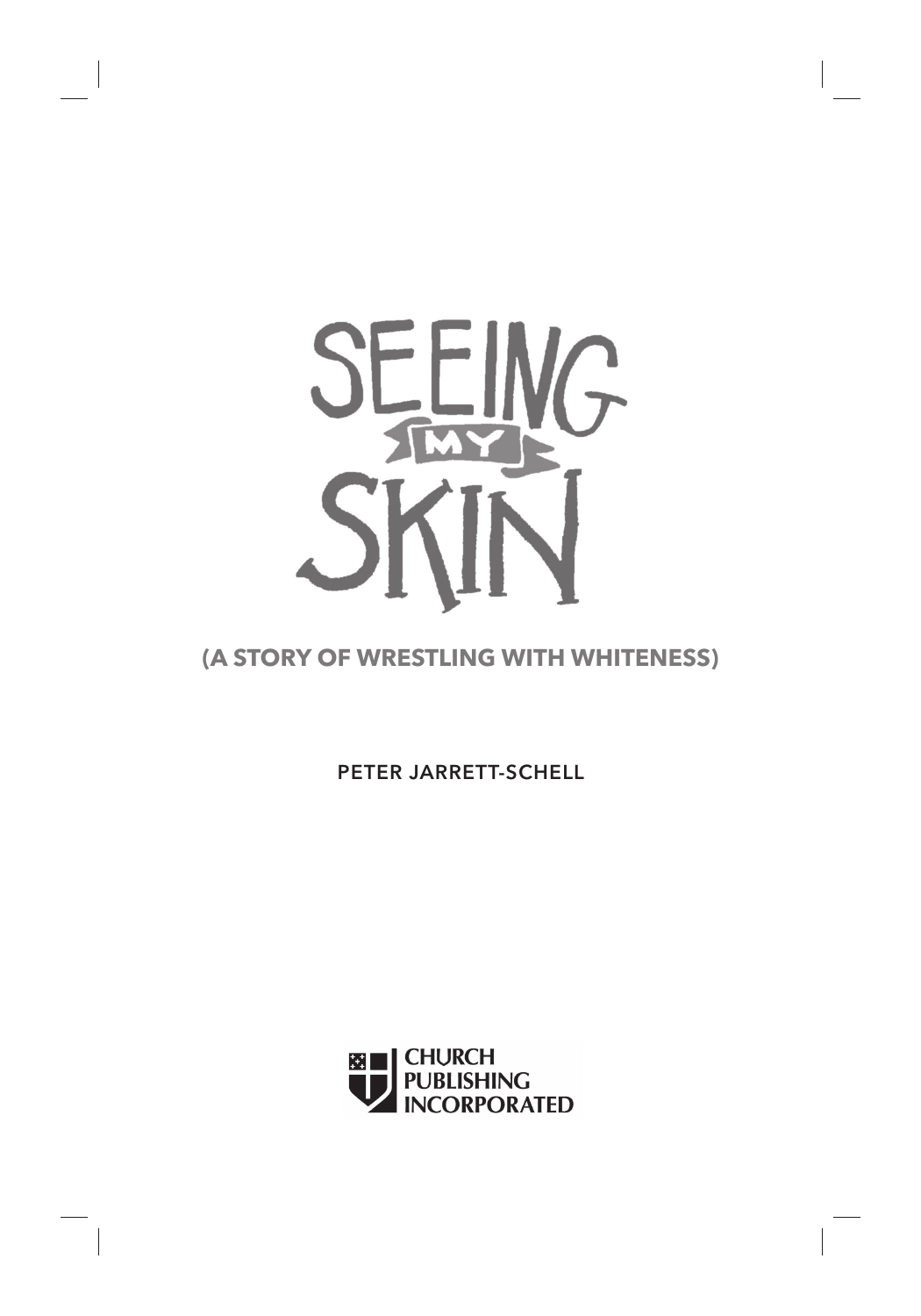# SEEING MY SKIN

**(A STORY OF WRESTLING WITH WHITENESS)**

PETER JARRETT-SCHELL

CHURCH PUBLISHING INCORPORATED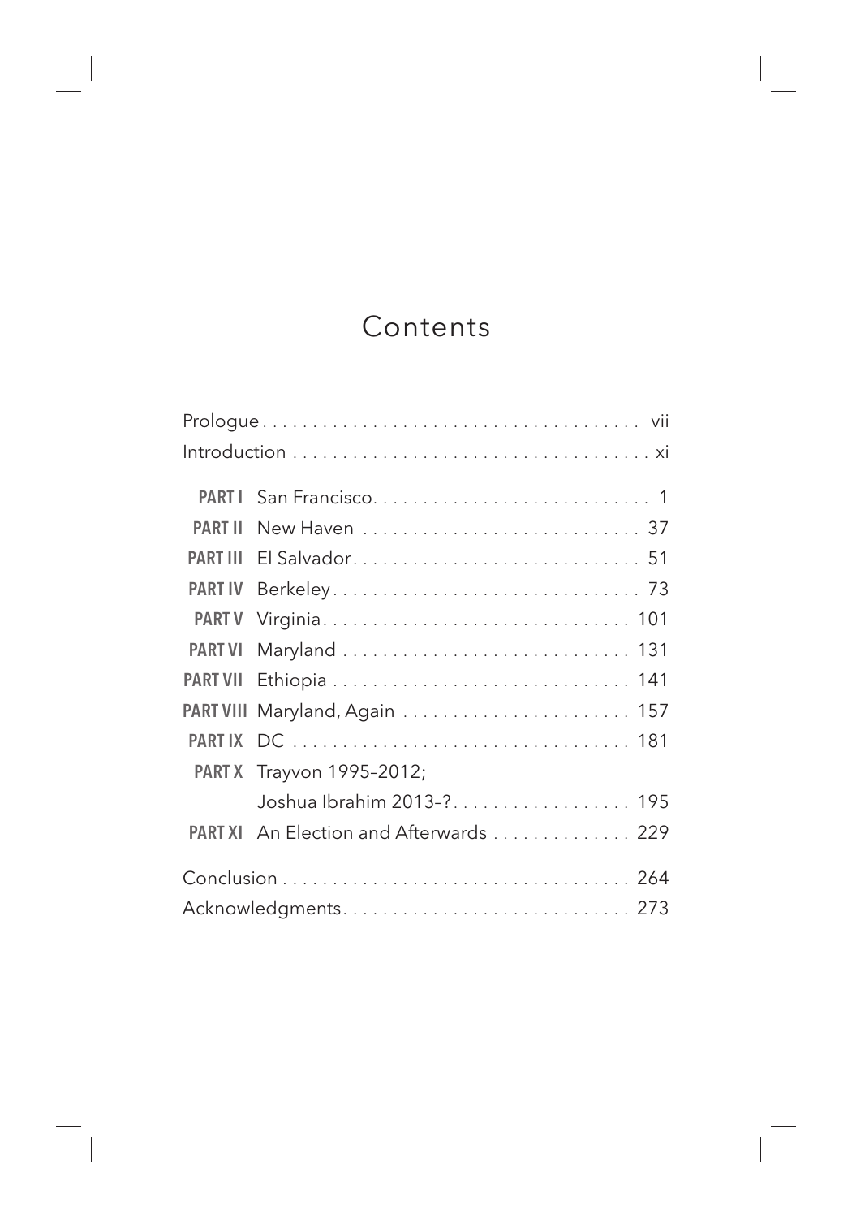# Contents

Prologue . . . . . . . . . . . . . . . . . . . . . . . . . . . . . . . . . . . . . vii

Introduction . . . . . . . . . . . . . . . . . . . . . . . . . . . . . . . . . . . . xi

**PART I** San Francisco. . . . . . . . . . . . . . . . . . . . . . . . . . . . 1

**PART II** New Haven . . . . . . . . . . . . . . . . . . . . . . . . . . . . 37

**PART III** El Salvador. . . . . . . . . . . . . . . . . . . . . . . . . . . . . 51

**PART IV** Berkeley . . . . . . . . . . . . . . . . . . . . . . . . . . . . . . . 73

**PART V** Virginia. . . . . . . . . . . . . . . . . . . . . . . . . . . . . . . 101

**PART VI** Maryland . . . . . . . . . . . . . . . . . . . . . . . . . . . . . 131

**PART VII** Ethiopia . . . . . . . . . . . . . . . . . . . . . . . . . . . . . . 141

**PART VIII** Maryland, Again . . . . . . . . . . . . . . . . . . . . . . . 157

**PART IX** DC . . . . . . . . . . . . . . . . . . . . . . . . . . . . . . . . . . 181

**PART X** Trayvon 1995–2012;
Joshua Ibrahim 2013–?. . . . . . . . . . . . . . . . . . 195

**PART XI** An Election and Afterwards . . . . . . . . . . . . . . 229

Conclusion . . . . . . . . . . . . . . . . . . . . . . . . . . . . . . . . . . . 264

Acknowledgments. . . . . . . . . . . . . . . . . . . . . . . . . . . . . 273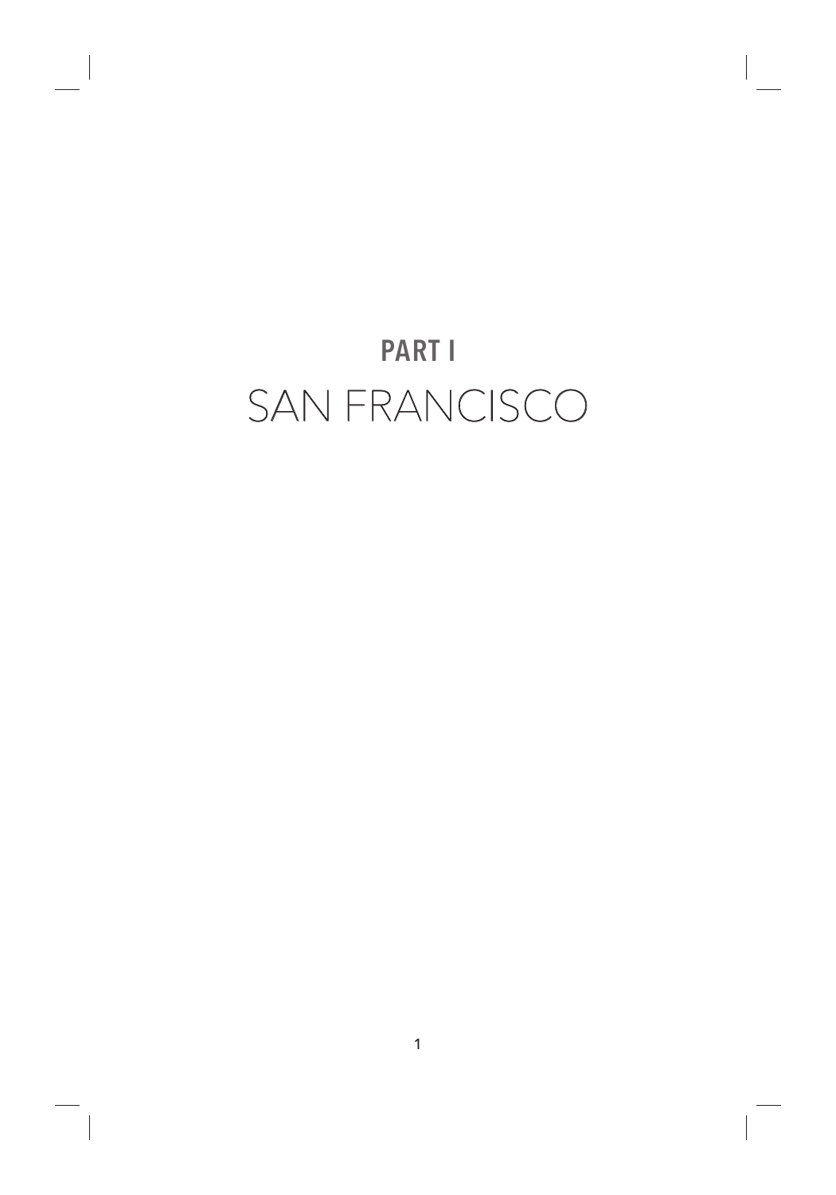# PART I

# SAN FRANCISCO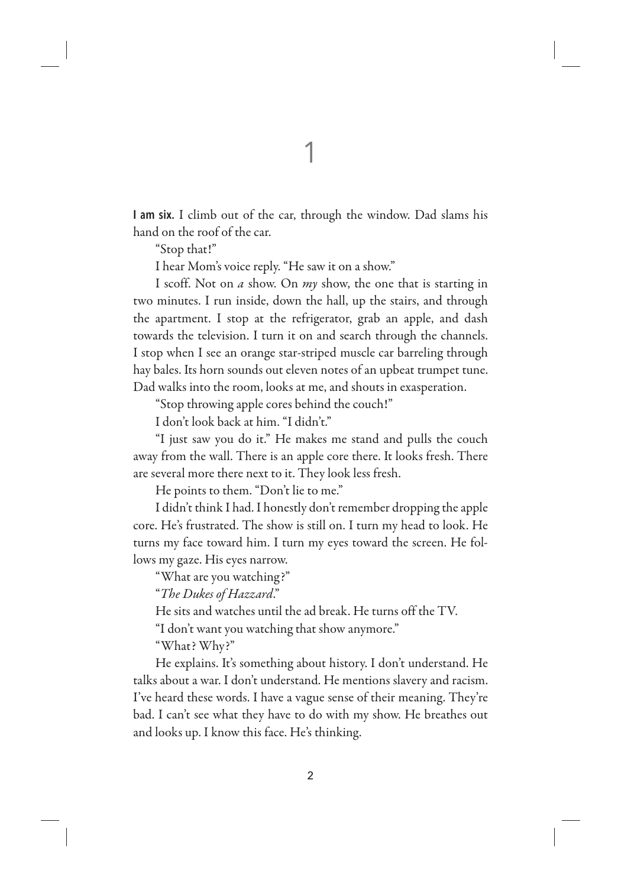# 1

**I am six.** I climb out of the car, through the window. Dad slams his hand on the roof of the car.

"Stop that!"

I hear Mom's voice reply. "He saw it on a show."

I scoff. Not on *a* show. On *my* show, the one that is starting in two minutes. I run inside, down the hall, up the stairs, and through the apartment. I stop at the refrigerator, grab an apple, and dash towards the television. I turn it on and search through the channels. I stop when I see an orange star-striped muscle car barreling through hay bales. Its horn sounds out eleven notes of an upbeat trumpet tune. Dad walks into the room, looks at me, and shouts in exasperation.

"Stop throwing apple cores behind the couch!"

I don't look back at him. "I didn't."

"I just saw you do it." He makes me stand and pulls the couch away from the wall. There is an apple core there. It looks fresh. There are several more there next to it. They look less fresh.

He points to them. "Don't lie to me."

I didn't think I had. I honestly don't remember dropping the apple core. He's frustrated. The show is still on. I turn my head to look. He turns my face toward him. I turn my eyes toward the screen. He follows my gaze. His eyes narrow.

"What are you watching?"

"*The Dukes of Hazzard*."

He sits and watches until the ad break. He turns off the TV.

"I don't want you watching that show anymore."

"What? Why?"

He explains. It's something about history. I don't understand. He talks about a war. I don't understand. He mentions slavery and racism. I've heard these words. I have a vague sense of their meaning. They're bad. I can't see what they have to do with my show. He breathes out and looks up. I know this face. He's thinking.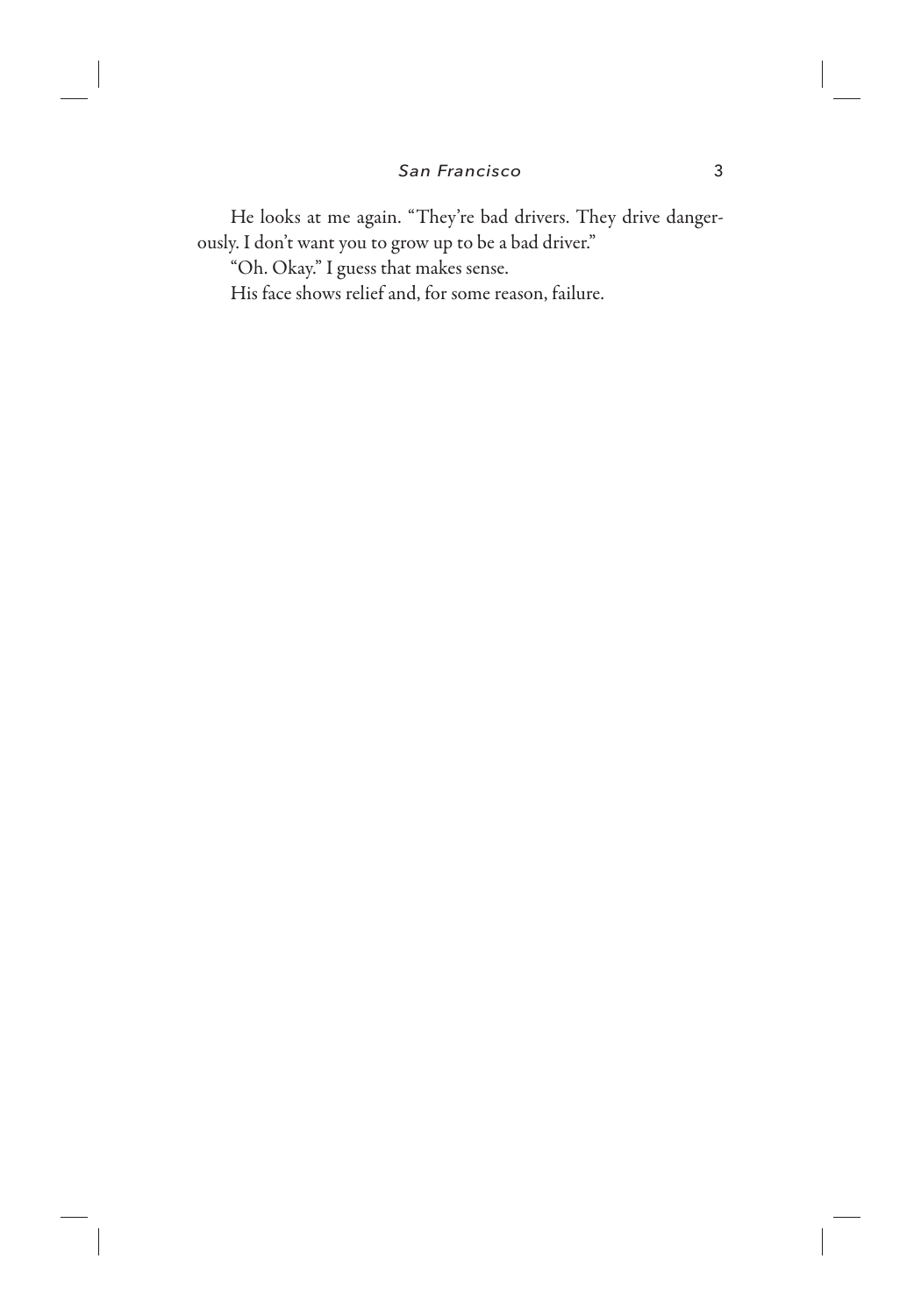He looks at me again. "They're bad drivers. They drive dangerously. I don't want you to grow up to be a bad driver."

"Oh. Okay." I guess that makes sense.

His face shows relief and, for some reason, failure.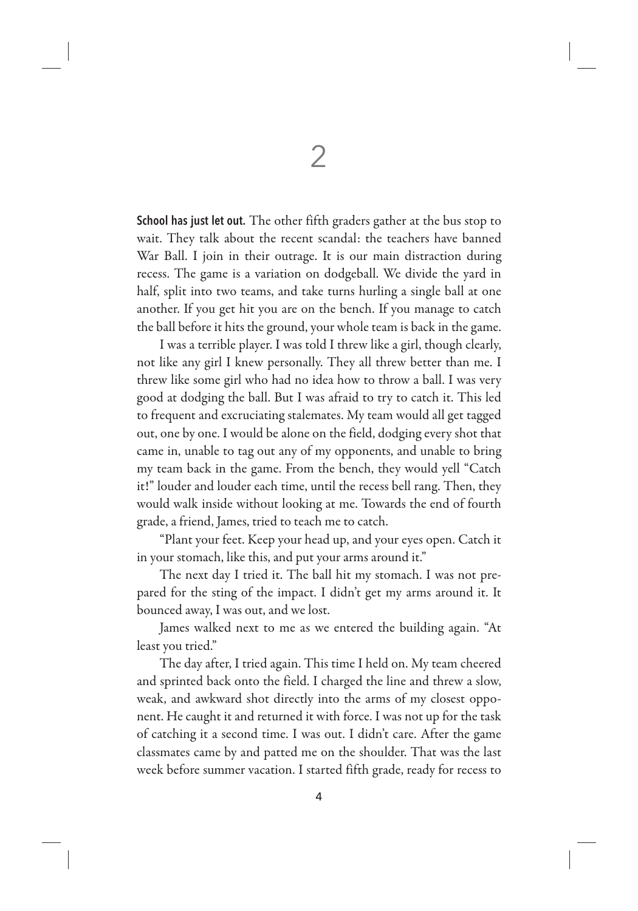# 2

**School has just let out.** The other fifth graders gather at the bus stop to wait. They talk about the recent scandal: the teachers have banned War Ball. I join in their outrage. It is our main distraction during recess. The game is a variation on dodgeball. We divide the yard in half, split into two teams, and take turns hurling a single ball at one another. If you get hit you are on the bench. If you manage to catch the ball before it hits the ground, your whole team is back in the game.

I was a terrible player. I was told I threw like a girl, though clearly, not like any girl I knew personally. They all threw better than me. I threw like some girl who had no idea how to throw a ball. I was very good at dodging the ball. But I was afraid to try to catch it. This led to frequent and excruciating stalemates. My team would all get tagged out, one by one. I would be alone on the field, dodging every shot that came in, unable to tag out any of my opponents, and unable to bring my team back in the game. From the bench, they would yell "Catch it!" louder and louder each time, until the recess bell rang. Then, they would walk inside without looking at me. Towards the end of fourth grade, a friend, James, tried to teach me to catch.

"Plant your feet. Keep your head up, and your eyes open. Catch it in your stomach, like this, and put your arms around it."

The next day I tried it. The ball hit my stomach. I was not prepared for the sting of the impact. I didn't get my arms around it. It bounced away, I was out, and we lost.

James walked next to me as we entered the building again. "At least you tried."

The day after, I tried again. This time I held on. My team cheered and sprinted back onto the field. I charged the line and threw a slow, weak, and awkward shot directly into the arms of my closest opponent. He caught it and returned it with force. I was not up for the task of catching it a second time. I was out. I didn't care. After the game classmates came by and patted me on the shoulder. That was the last week before summer vacation. I started fifth grade, ready for recess to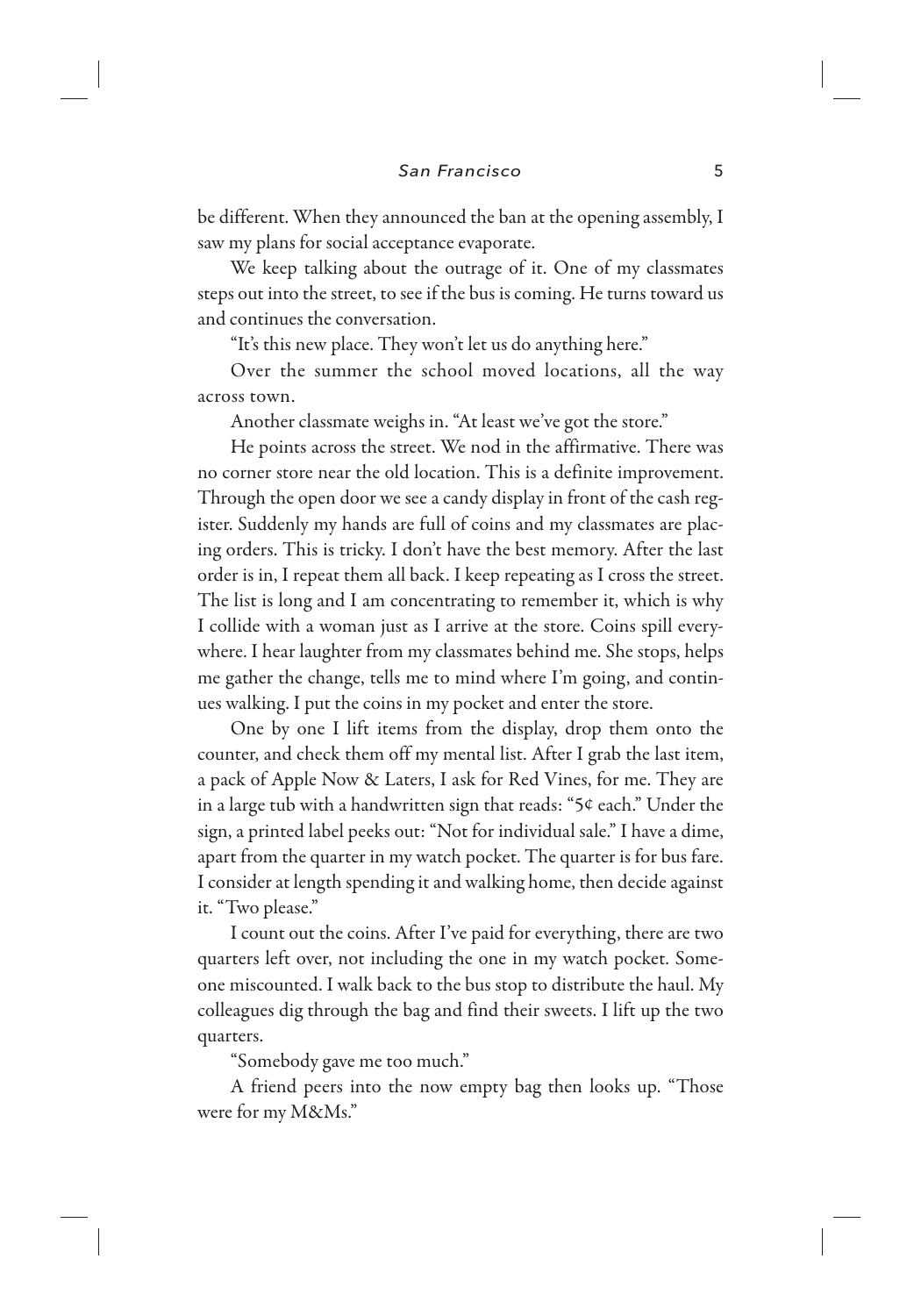be different. When they announced the ban at the opening assembly, I saw my plans for social acceptance evaporate.

We keep talking about the outrage of it. One of my classmates steps out into the street, to see if the bus is coming. He turns toward us and continues the conversation.

"It's this new place. They won't let us do anything here."

Over the summer the school moved locations, all the way across town.

Another classmate weighs in. "At least we've got the store."

He points across the street. We nod in the affirmative. There was no corner store near the old location. This is a definite improvement. Through the open door we see a candy display in front of the cash register. Suddenly my hands are full of coins and my classmates are placing orders. This is tricky. I don't have the best memory. After the last order is in, I repeat them all back. I keep repeating as I cross the street. The list is long and I am concentrating to remember it, which is why I collide with a woman just as I arrive at the store. Coins spill everywhere. I hear laughter from my classmates behind me. She stops, helps me gather the change, tells me to mind where I'm going, and continues walking. I put the coins in my pocket and enter the store.

One by one I lift items from the display, drop them onto the counter, and check them off my mental list. After I grab the last item, a pack of Apple Now & Laters, I ask for Red Vines, for me. They are in a large tub with a handwritten sign that reads: "5¢ each." Under the sign, a printed label peeks out: "Not for individual sale." I have a dime, apart from the quarter in my watch pocket. The quarter is for bus fare. I consider at length spending it and walking home, then decide against it. "Two please."

I count out the coins. After I've paid for everything, there are two quarters left over, not including the one in my watch pocket. Someone miscounted. I walk back to the bus stop to distribute the haul. My colleagues dig through the bag and find their sweets. I lift up the two quarters.

"Somebody gave me too much."

A friend peers into the now empty bag then looks up. "Those were for my M&Ms."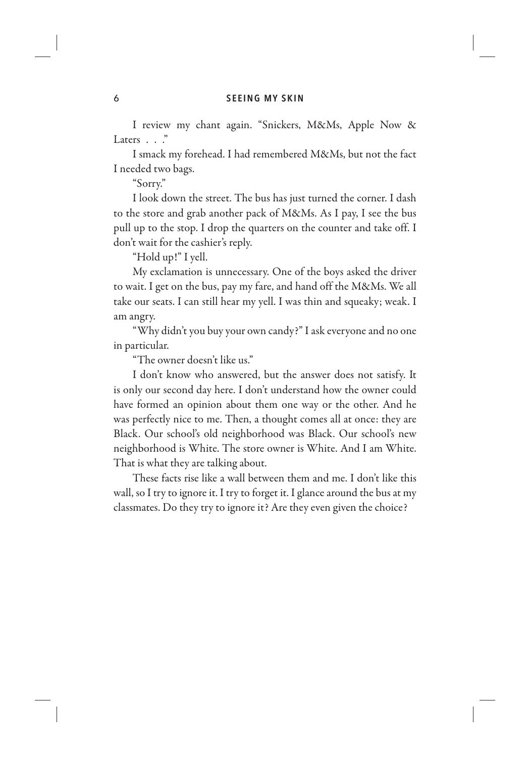I review my chant again. "Snickers, M&Ms, Apple Now & Laters . . ."

I smack my forehead. I had remembered M&Ms, but not the fact I needed two bags.

"Sorry."

I look down the street. The bus has just turned the corner. I dash to the store and grab another pack of M&Ms. As I pay, I see the bus pull up to the stop. I drop the quarters on the counter and take off. I don't wait for the cashier's reply.

"Hold up!" I yell.

My exclamation is unnecessary. One of the boys asked the driver to wait. I get on the bus, pay my fare, and hand off the M&Ms. We all take our seats. I can still hear my yell. I was thin and squeaky; weak. I am angry.

"Why didn't you buy your own candy?" I ask everyone and no one in particular.

"The owner doesn't like us."

I don't know who answered, but the answer does not satisfy. It is only our second day here. I don't understand how the owner could have formed an opinion about them one way or the other. And he was perfectly nice to me. Then, a thought comes all at once: they are Black. Our school's old neighborhood was Black. Our school's new neighborhood is White. The store owner is White. And I am White. That is what they are talking about.

These facts rise like a wall between them and me. I don't like this wall, so I try to ignore it. I try to forget it. I glance around the bus at my classmates. Do they try to ignore it? Are they even given the choice?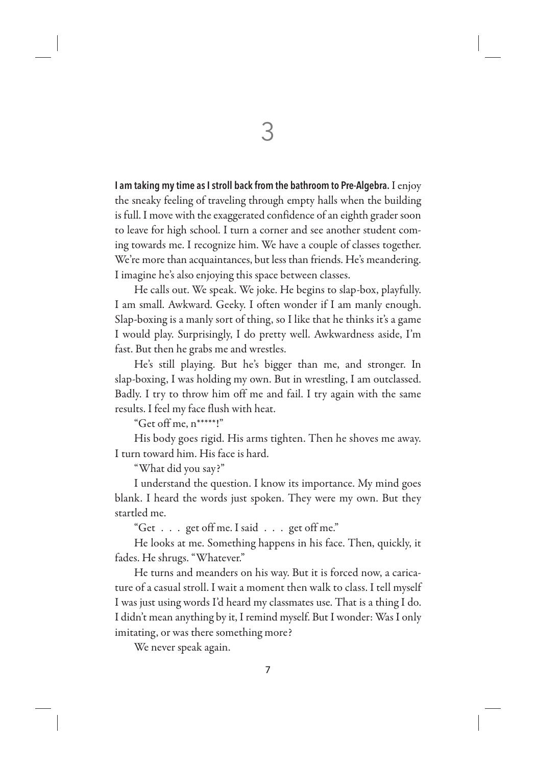# 3

**I am taking my time as I stroll back from the bathroom to Pre-Algebra.** I enjoy the sneaky feeling of traveling through empty halls when the building is full. I move with the exaggerated confidence of an eighth grader soon to leave for high school. I turn a corner and see another student coming towards me. I recognize him. We have a couple of classes together. We're more than acquaintances, but less than friends. He's meandering. I imagine he's also enjoying this space between classes.

He calls out. We speak. We joke. He begins to slap-box, playfully. I am small. Awkward. Geeky. I often wonder if I am manly enough. Slap-boxing is a manly sort of thing, so I like that he thinks it's a game I would play. Surprisingly, I do pretty well. Awkwardness aside, I'm fast. But then he grabs me and wrestles.

He's still playing. But he's bigger than me, and stronger. In slap-boxing, I was holding my own. But in wrestling, I am outclassed. Badly. I try to throw him off me and fail. I try again with the same results. I feel my face flush with heat.

"Get off me, n*****!"

His body goes rigid. His arms tighten. Then he shoves me away. I turn toward him. His face is hard.

"What did you say?"

I understand the question. I know its importance. My mind goes blank. I heard the words just spoken. They were my own. But they startled me.

"Get . . . get off me. I said . . . get off me."

He looks at me. Something happens in his face. Then, quickly, it fades. He shrugs. "Whatever."

He turns and meanders on his way. But it is forced now, a caricature of a casual stroll. I wait a moment then walk to class. I tell myself I was just using words I'd heard my classmates use. That is a thing I do. I didn't mean anything by it, I remind myself. But I wonder: Was I only imitating, or was there something more?

We never speak again.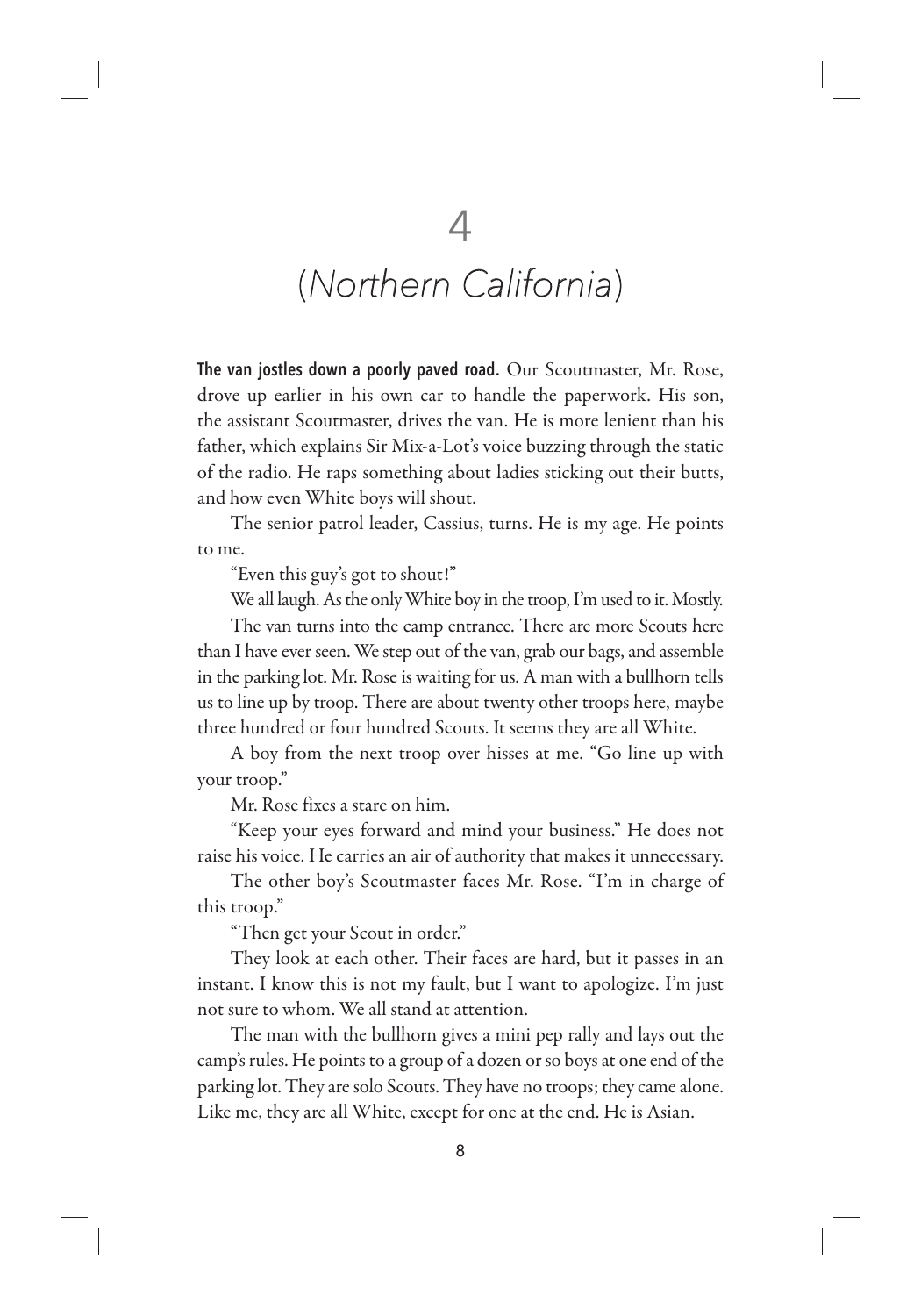# 4

## *(Northern California)*

**The van jostles down a poorly paved road.** Our Scoutmaster, Mr. Rose, drove up earlier in his own car to handle the paperwork. His son, the assistant Scoutmaster, drives the van. He is more lenient than his father, which explains Sir Mix-a-Lot's voice buzzing through the static of the radio. He raps something about ladies sticking out their butts, and how even White boys will shout.

The senior patrol leader, Cassius, turns. He is my age. He points to me.

"Even this guy's got to shout!"

We all laugh. As the only White boy in the troop, I'm used to it. Mostly.

The van turns into the camp entrance. There are more Scouts here than I have ever seen. We step out of the van, grab our bags, and assemble in the parking lot. Mr. Rose is waiting for us. A man with a bullhorn tells us to line up by troop. There are about twenty other troops here, maybe three hundred or four hundred Scouts. It seems they are all White.

A boy from the next troop over hisses at me. "Go line up with your troop."

Mr. Rose fixes a stare on him.

"Keep your eyes forward and mind your business." He does not raise his voice. He carries an air of authority that makes it unnecessary.

The other boy's Scoutmaster faces Mr. Rose. "I'm in charge of this troop."

"Then get your Scout in order."

They look at each other. Their faces are hard, but it passes in an instant. I know this is not my fault, but I want to apologize. I'm just not sure to whom. We all stand at attention.

The man with the bullhorn gives a mini pep rally and lays out the camp's rules. He points to a group of a dozen or so boys at one end of the parking lot. They are solo Scouts. They have no troops; they came alone. Like me, they are all White, except for one at the end. He is Asian.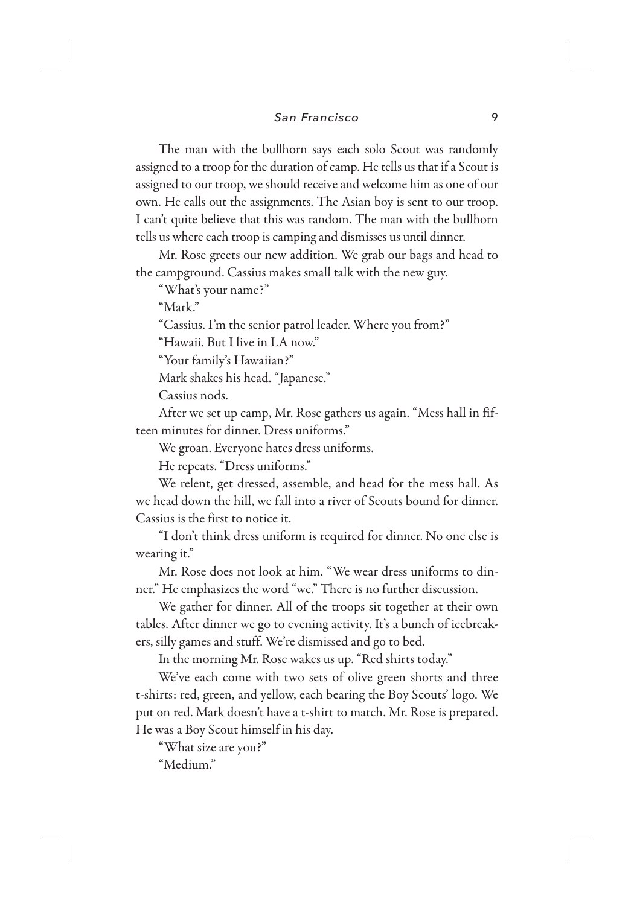The man with the bullhorn says each solo Scout was randomly assigned to a troop for the duration of camp. He tells us that if a Scout is assigned to our troop, we should receive and welcome him as one of our own. He calls out the assignments. The Asian boy is sent to our troop. I can't quite believe that this was random. The man with the bullhorn tells us where each troop is camping and dismisses us until dinner.

Mr. Rose greets our new addition. We grab our bags and head to the campground. Cassius makes small talk with the new guy.

"What's your name?"

"Mark."

"Cassius. I'm the senior patrol leader. Where you from?"

"Hawaii. But I live in LA now."

"Your family's Hawaiian?"

Mark shakes his head. "Japanese."

Cassius nods.

After we set up camp, Mr. Rose gathers us again. "Mess hall in fifteen minutes for dinner. Dress uniforms."

We groan. Everyone hates dress uniforms.

He repeats. "Dress uniforms."

We relent, get dressed, assemble, and head for the mess hall. As we head down the hill, we fall into a river of Scouts bound for dinner. Cassius is the first to notice it.

"I don't think dress uniform is required for dinner. No one else is wearing it."

Mr. Rose does not look at him. "We wear dress uniforms to dinner." He emphasizes the word "we." There is no further discussion.

We gather for dinner. All of the troops sit together at their own tables. After dinner we go to evening activity. It's a bunch of icebreakers, silly games and stuff. We're dismissed and go to bed.

In the morning Mr. Rose wakes us up. "Red shirts today."

We've each come with two sets of olive green shorts and three t-shirts: red, green, and yellow, each bearing the Boy Scouts' logo. We put on red. Mark doesn't have a t-shirt to match. Mr. Rose is prepared. He was a Boy Scout himself in his day.

"What size are you?"

"Medium."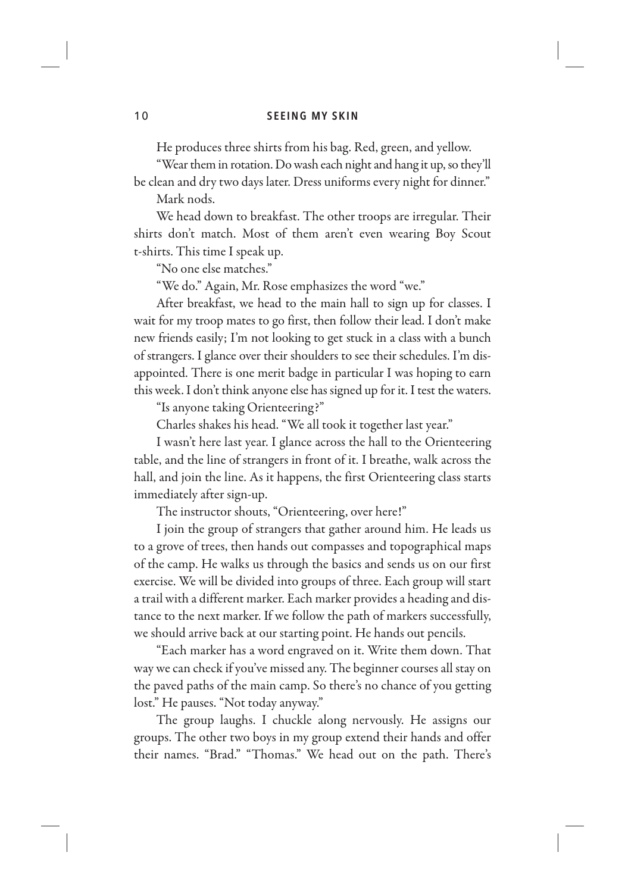He produces three shirts from his bag. Red, green, and yellow.

"Wear them in rotation. Do wash each night and hang it up, so they'll be clean and dry two days later. Dress uniforms every night for dinner."

Mark nods.

We head down to breakfast. The other troops are irregular. Their shirts don't match. Most of them aren't even wearing Boy Scout t-shirts. This time I speak up.

"No one else matches."

"We do." Again, Mr. Rose emphasizes the word "we."

After breakfast, we head to the main hall to sign up for classes. I wait for my troop mates to go first, then follow their lead. I don't make new friends easily; I'm not looking to get stuck in a class with a bunch of strangers. I glance over their shoulders to see their schedules. I'm disappointed. There is one merit badge in particular I was hoping to earn this week. I don't think anyone else has signed up for it. I test the waters.

"Is anyone taking Orienteering?"

Charles shakes his head. "We all took it together last year."

I wasn't here last year. I glance across the hall to the Orienteering table, and the line of strangers in front of it. I breathe, walk across the hall, and join the line. As it happens, the first Orienteering class starts immediately after sign-up.

The instructor shouts, "Orienteering, over here!"

I join the group of strangers that gather around him. He leads us to a grove of trees, then hands out compasses and topographical maps of the camp. He walks us through the basics and sends us on our first exercise. We will be divided into groups of three. Each group will start a trail with a different marker. Each marker provides a heading and distance to the next marker. If we follow the path of markers successfully, we should arrive back at our starting point. He hands out pencils.

"Each marker has a word engraved on it. Write them down. That way we can check if you've missed any. The beginner courses all stay on the paved paths of the main camp. So there's no chance of you getting lost." He pauses. "Not today anyway."

The group laughs. I chuckle along nervously. He assigns our groups. The other two boys in my group extend their hands and offer their names. "Brad." "Thomas." We head out on the path. There's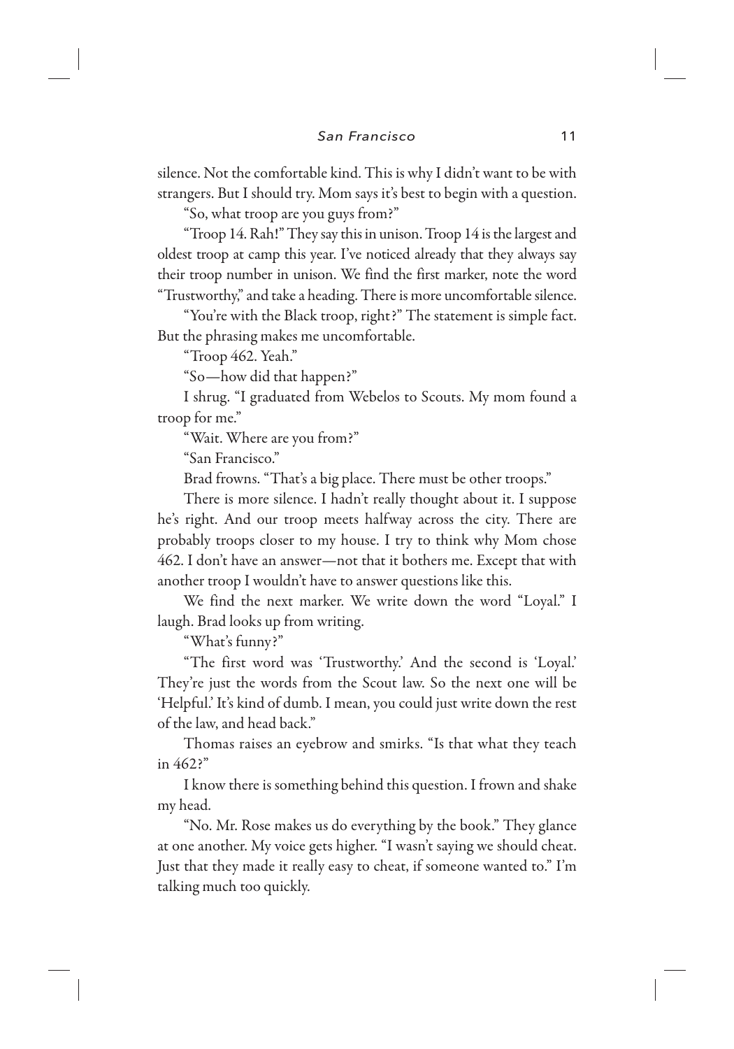silence. Not the comfortable kind. This is why I didn't want to be with strangers. But I should try. Mom says it's best to begin with a question.

"So, what troop are you guys from?"

"Troop 14. Rah!" They say this in unison. Troop 14 is the largest and oldest troop at camp this year. I've noticed already that they always say their troop number in unison. We find the first marker, note the word "Trustworthy," and take a heading. There is more uncomfortable silence.

"You're with the Black troop, right?" The statement is simple fact. But the phrasing makes me uncomfortable.

"Troop 462. Yeah."

"So—how did that happen?"

I shrug. "I graduated from Webelos to Scouts. My mom found a troop for me."

"Wait. Where are you from?"

"San Francisco."

Brad frowns. "That's a big place. There must be other troops."

There is more silence. I hadn't really thought about it. I suppose he's right. And our troop meets halfway across the city. There are probably troops closer to my house. I try to think why Mom chose 462. I don't have an answer—not that it bothers me. Except that with another troop I wouldn't have to answer questions like this.

We find the next marker. We write down the word "Loyal." I laugh. Brad looks up from writing.

"What's funny?"

"The first word was 'Trustworthy.' And the second is 'Loyal.' They're just the words from the Scout law. So the next one will be 'Helpful.' It's kind of dumb. I mean, you could just write down the rest of the law, and head back."

Thomas raises an eyebrow and smirks. "Is that what they teach in 462?"

I know there is something behind this question. I frown and shake my head.

"No. Mr. Rose makes us do everything by the book." They glance at one another. My voice gets higher. "I wasn't saying we should cheat. Just that they made it really easy to cheat, if someone wanted to." I'm talking much too quickly.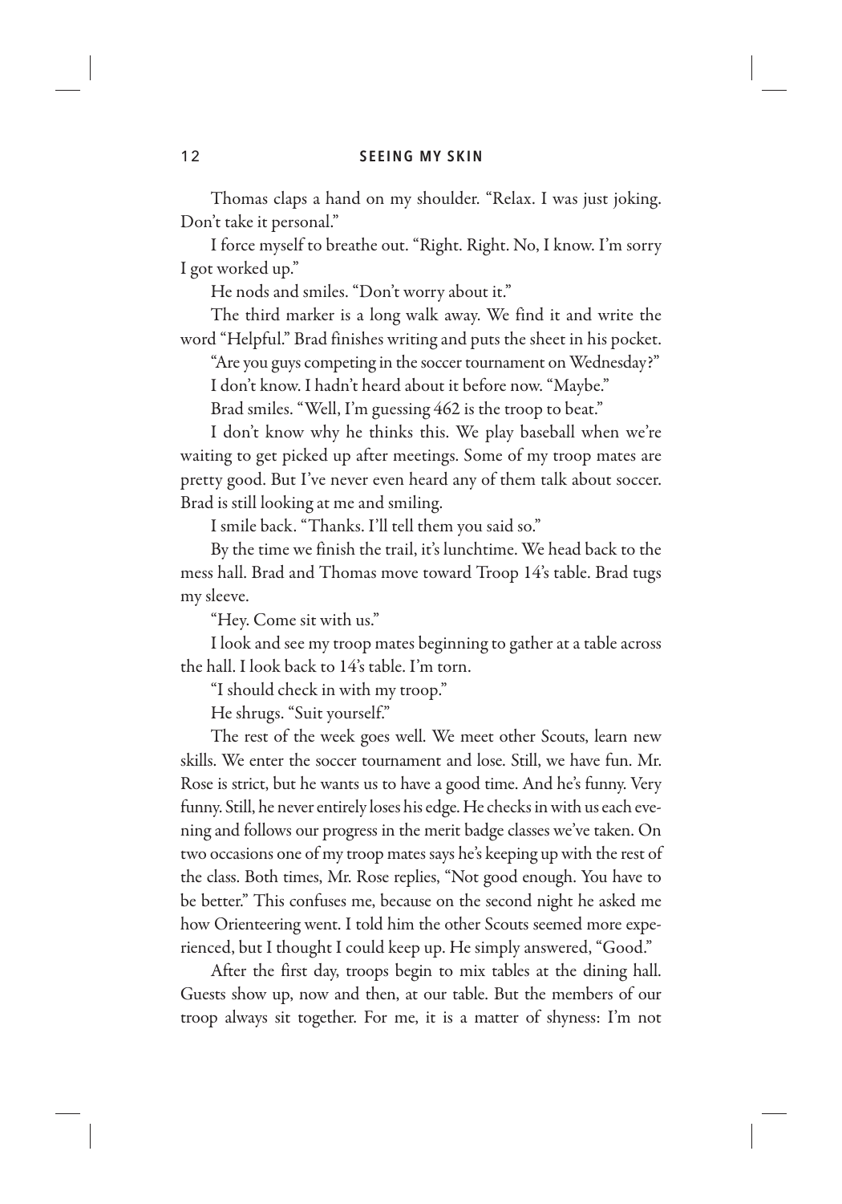Thomas claps a hand on my shoulder. "Relax. I was just joking. Don't take it personal."

I force myself to breathe out. "Right. Right. No, I know. I'm sorry I got worked up."

He nods and smiles. "Don't worry about it."

The third marker is a long walk away. We find it and write the word "Helpful." Brad finishes writing and puts the sheet in his pocket.

"Are you guys competing in the soccer tournament on Wednesday?"

I don't know. I hadn't heard about it before now. "Maybe."

Brad smiles. "Well, I'm guessing 462 is the troop to beat."

I don't know why he thinks this. We play baseball when we're waiting to get picked up after meetings. Some of my troop mates are pretty good. But I've never even heard any of them talk about soccer. Brad is still looking at me and smiling.

I smile back. "Thanks. I'll tell them you said so."

By the time we finish the trail, it's lunchtime. We head back to the mess hall. Brad and Thomas move toward Troop 14's table. Brad tugs my sleeve.

"Hey. Come sit with us."

I look and see my troop mates beginning to gather at a table across the hall. I look back to 14's table. I'm torn.

"I should check in with my troop."

He shrugs. "Suit yourself."

The rest of the week goes well. We meet other Scouts, learn new skills. We enter the soccer tournament and lose. Still, we have fun. Mr. Rose is strict, but he wants us to have a good time. And he's funny. Very funny. Still, he never entirely loses his edge. He checks in with us each evening and follows our progress in the merit badge classes we've taken. On two occasions one of my troop mates says he's keeping up with the rest of the class. Both times, Mr. Rose replies, "Not good enough. You have to be better." This confuses me, because on the second night he asked me how Orienteering went. I told him the other Scouts seemed more experienced, but I thought I could keep up. He simply answered, "Good."

After the first day, troops begin to mix tables at the dining hall. Guests show up, now and then, at our table. But the members of our troop always sit together. For me, it is a matter of shyness: I'm not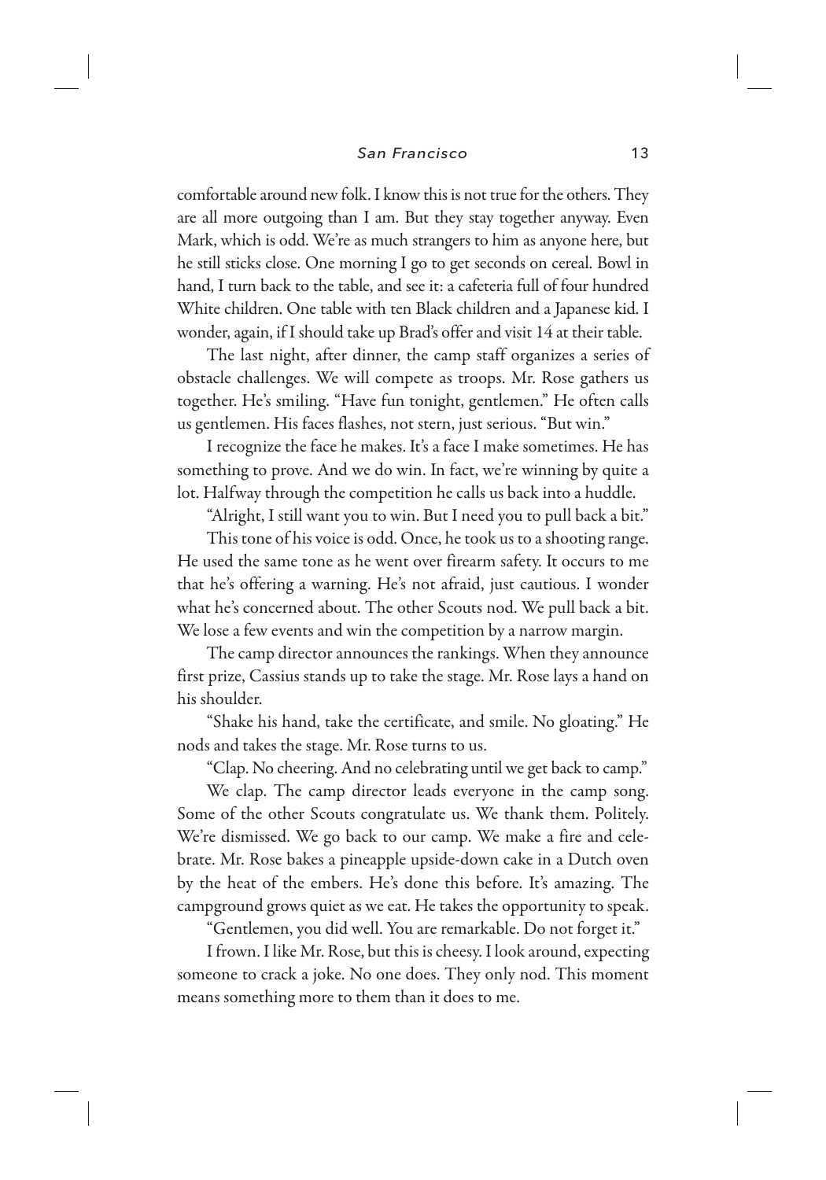comfortable around new folk. I know this is not true for the others. They are all more outgoing than I am. But they stay together anyway. Even Mark, which is odd. We're as much strangers to him as anyone here, but he still sticks close. One morning I go to get seconds on cereal. Bowl in hand, I turn back to the table, and see it: a cafeteria full of four hundred White children. One table with ten Black children and a Japanese kid. I wonder, again, if I should take up Brad's offer and visit 14 at their table.

The last night, after dinner, the camp staff organizes a series of obstacle challenges. We will compete as troops. Mr. Rose gathers us together. He's smiling. "Have fun tonight, gentlemen." He often calls us gentlemen. His faces flashes, not stern, just serious. "But win."

I recognize the face he makes. It's a face I make sometimes. He has something to prove. And we do win. In fact, we're winning by quite a lot. Halfway through the competition he calls us back into a huddle.

"Alright, I still want you to win. But I need you to pull back a bit."

This tone of his voice is odd. Once, he took us to a shooting range. He used the same tone as he went over firearm safety. It occurs to me that he's offering a warning. He's not afraid, just cautious. I wonder what he's concerned about. The other Scouts nod. We pull back a bit. We lose a few events and win the competition by a narrow margin.

The camp director announces the rankings. When they announce first prize, Cassius stands up to take the stage. Mr. Rose lays a hand on his shoulder.

"Shake his hand, take the certificate, and smile. No gloating." He nods and takes the stage. Mr. Rose turns to us.

"Clap. No cheering. And no celebrating until we get back to camp."

We clap. The camp director leads everyone in the camp song. Some of the other Scouts congratulate us. We thank them. Politely. We're dismissed. We go back to our camp. We make a fire and celebrate. Mr. Rose bakes a pineapple upside-down cake in a Dutch oven by the heat of the embers. He's done this before. It's amazing. The campground grows quiet as we eat. He takes the opportunity to speak.

"Gentlemen, you did well. You are remarkable. Do not forget it."

I frown. I like Mr. Rose, but this is cheesy. I look around, expecting someone to crack a joke. No one does. They only nod. This moment means something more to them than it does to me.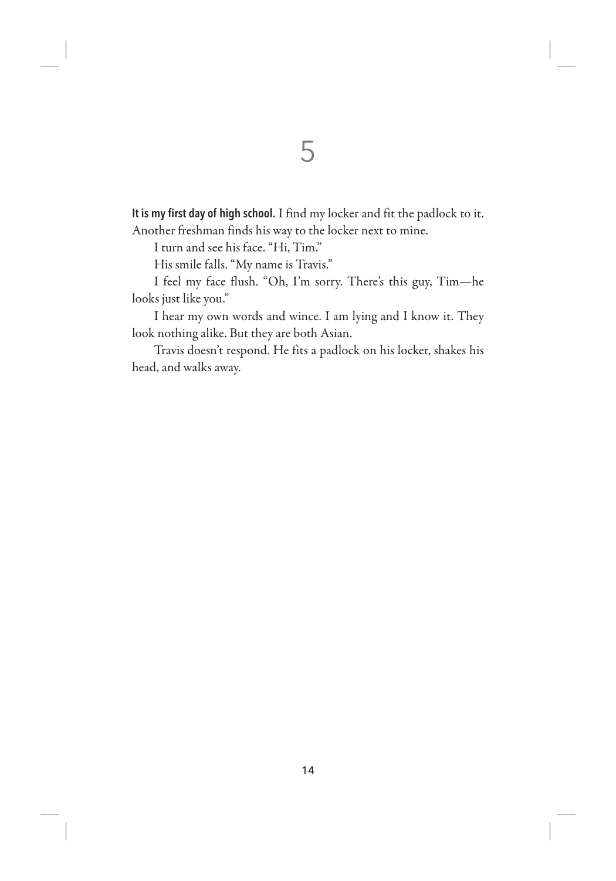# 5

**It is my first day of high school.** I find my locker and fit the padlock to it. Another freshman finds his way to the locker next to mine.

I turn and see his face. "Hi, Tim."

His smile falls. "My name is Travis."

I feel my face flush. "Oh, I'm sorry. There's this guy, Tim—he looks just like you."

I hear my own words and wince. I am lying and I know it. They look nothing alike. But they are both Asian.

Travis doesn't respond. He fits a padlock on his locker, shakes his head, and walks away.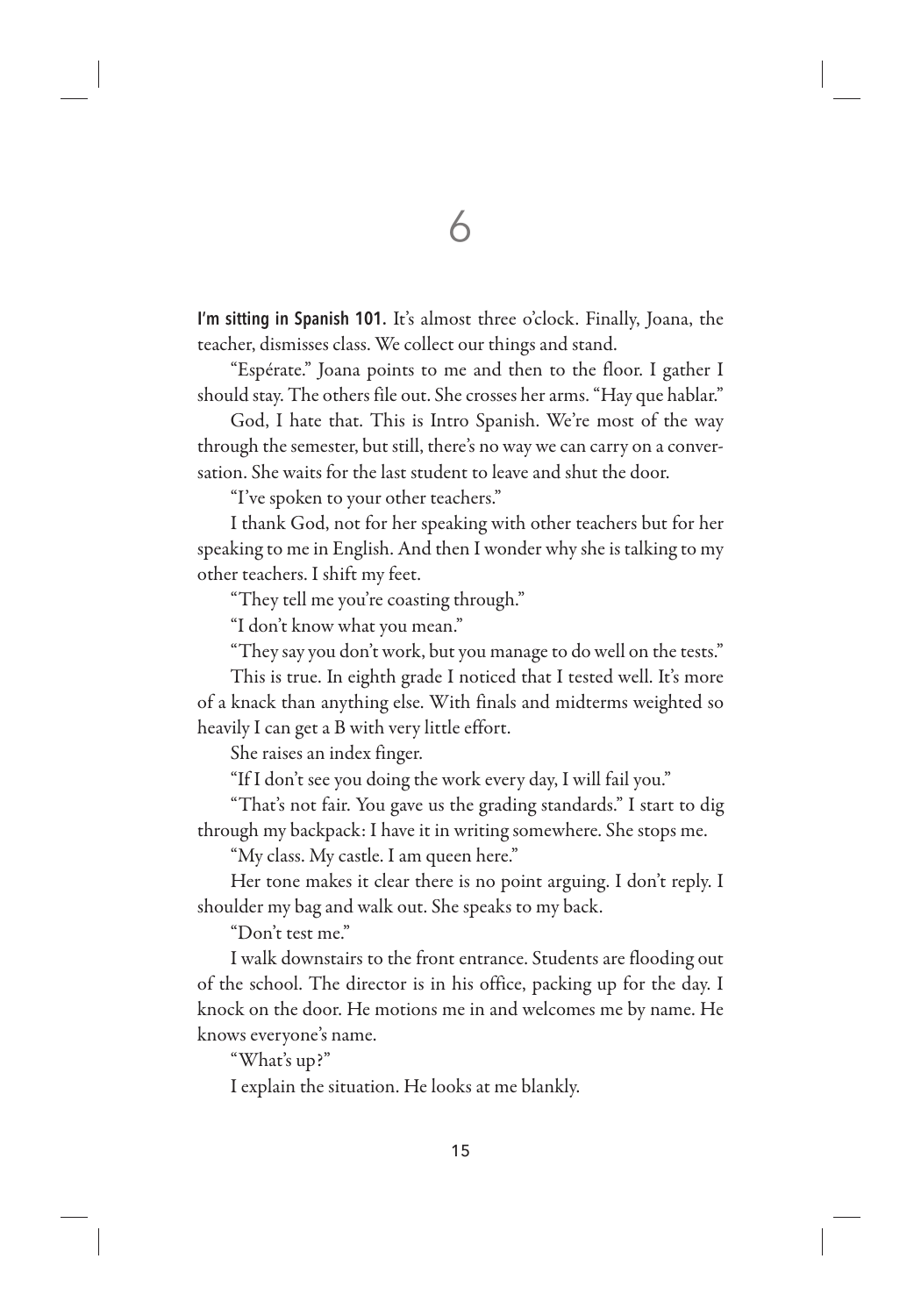# 6

**I'm sitting in Spanish 101.** It's almost three o'clock. Finally, Joana, the teacher, dismisses class. We collect our things and stand.

"Espérate." Joana points to me and then to the floor. I gather I should stay. The others file out. She crosses her arms. "Hay que hablar."

God, I hate that. This is Intro Spanish. We're most of the way through the semester, but still, there's no way we can carry on a conversation. She waits for the last student to leave and shut the door.

"I've spoken to your other teachers."

I thank God, not for her speaking with other teachers but for her speaking to me in English. And then I wonder why she is talking to my other teachers. I shift my feet.

"They tell me you're coasting through."

"I don't know what you mean."

"They say you don't work, but you manage to do well on the tests."

This is true. In eighth grade I noticed that I tested well. It's more of a knack than anything else. With finals and midterms weighted so heavily I can get a B with very little effort.

She raises an index finger.

"If I don't see you doing the work every day, I will fail you."

"That's not fair. You gave us the grading standards." I start to dig through my backpack: I have it in writing somewhere. She stops me.

"My class. My castle. I am queen here."

Her tone makes it clear there is no point arguing. I don't reply. I shoulder my bag and walk out. She speaks to my back.

"Don't test me."

I walk downstairs to the front entrance. Students are flooding out of the school. The director is in his office, packing up for the day. I knock on the door. He motions me in and welcomes me by name. He knows everyone's name.

"What's up?"

I explain the situation. He looks at me blankly.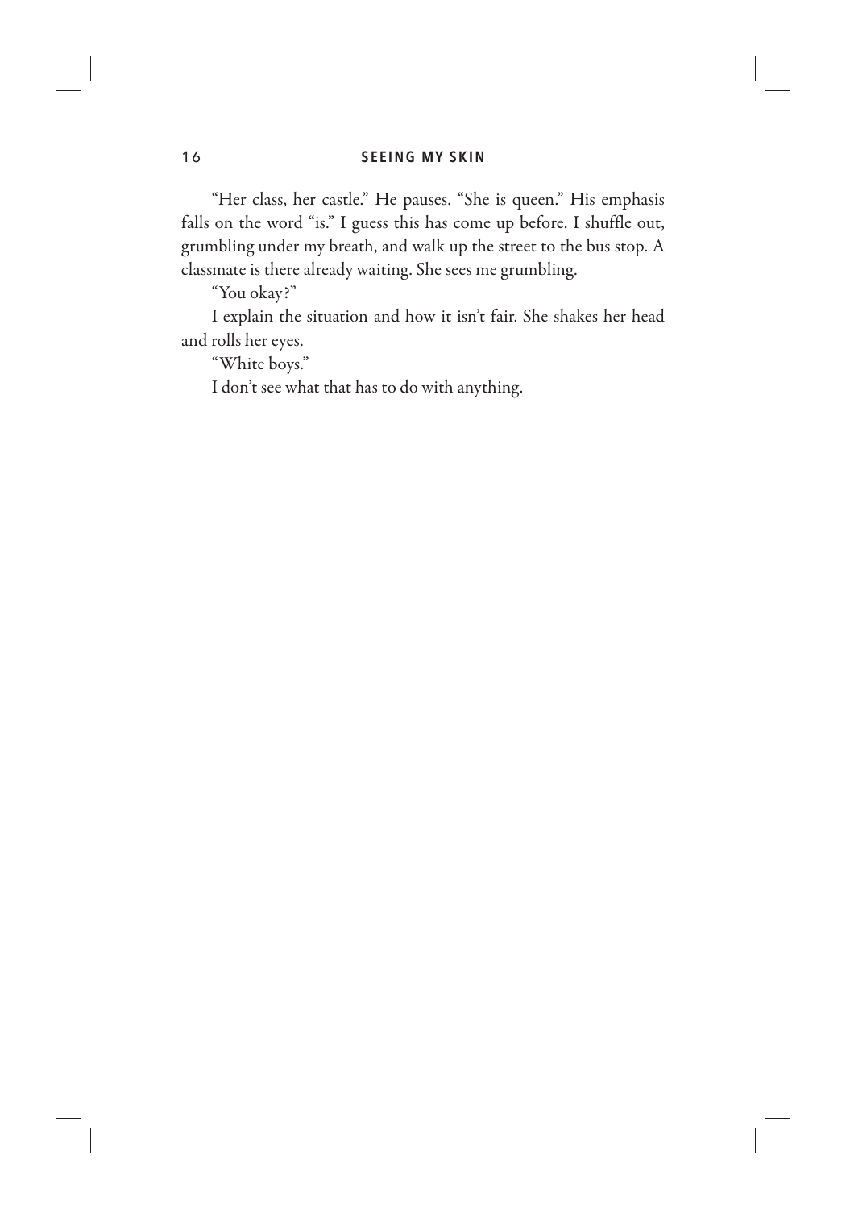"Her class, her castle." He pauses. "She is queen." His emphasis falls on the word "is." I guess this has come up before. I shuffle out, grumbling under my breath, and walk up the street to the bus stop. A classmate is there already waiting. She sees me grumbling.

"You okay?"

I explain the situation and how it isn't fair. She shakes her head and rolls her eyes.

"White boys."

I don't see what that has to do with anything.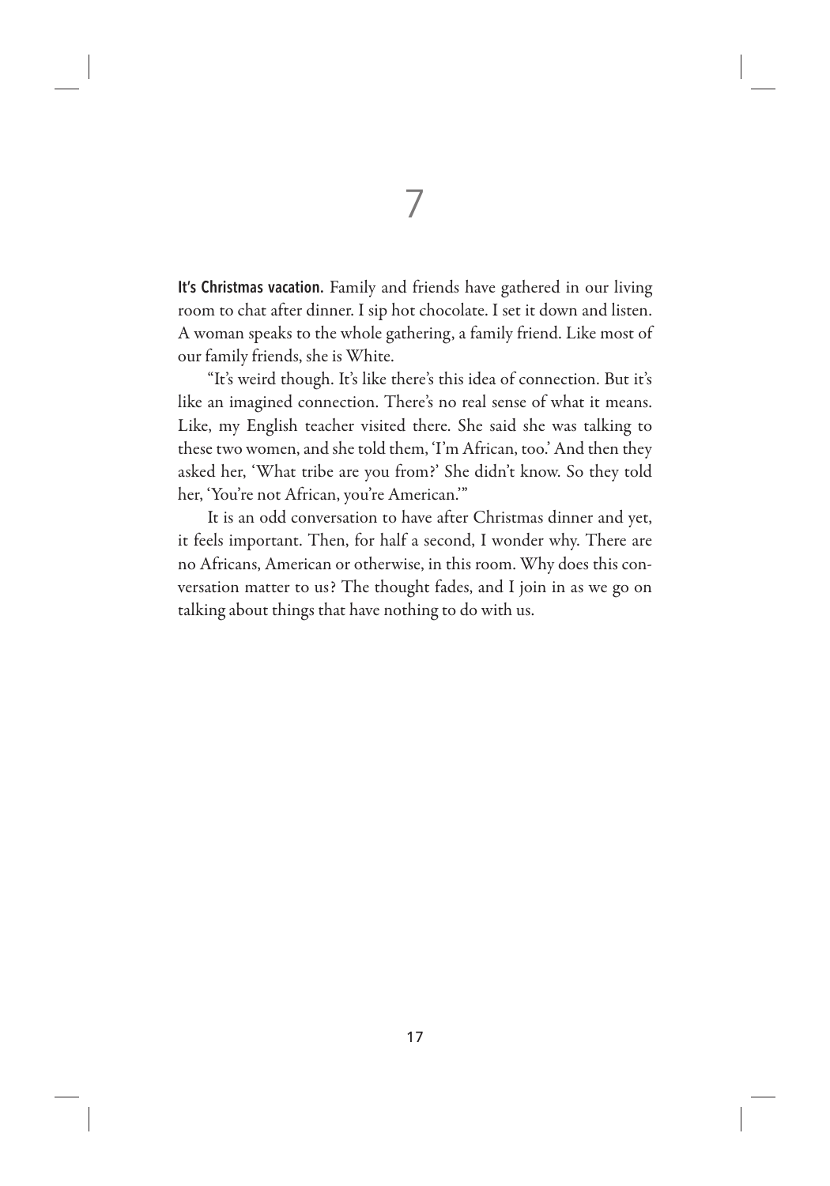# 7

**It's Christmas vacation.** Family and friends have gathered in our living room to chat after dinner. I sip hot chocolate. I set it down and listen. A woman speaks to the whole gathering, a family friend. Like most of our family friends, she is White.

"It's weird though. It's like there's this idea of connection. But it's like an imagined connection. There's no real sense of what it means. Like, my English teacher visited there. She said she was talking to these two women, and she told them, 'I'm African, too.' And then they asked her, 'What tribe are you from?' She didn't know. So they told her, 'You're not African, you're American.'"

It is an odd conversation to have after Christmas dinner and yet, it feels important. Then, for half a second, I wonder why. There are no Africans, American or otherwise, in this room. Why does this conversation matter to us? The thought fades, and I join in as we go on talking about things that have nothing to do with us.